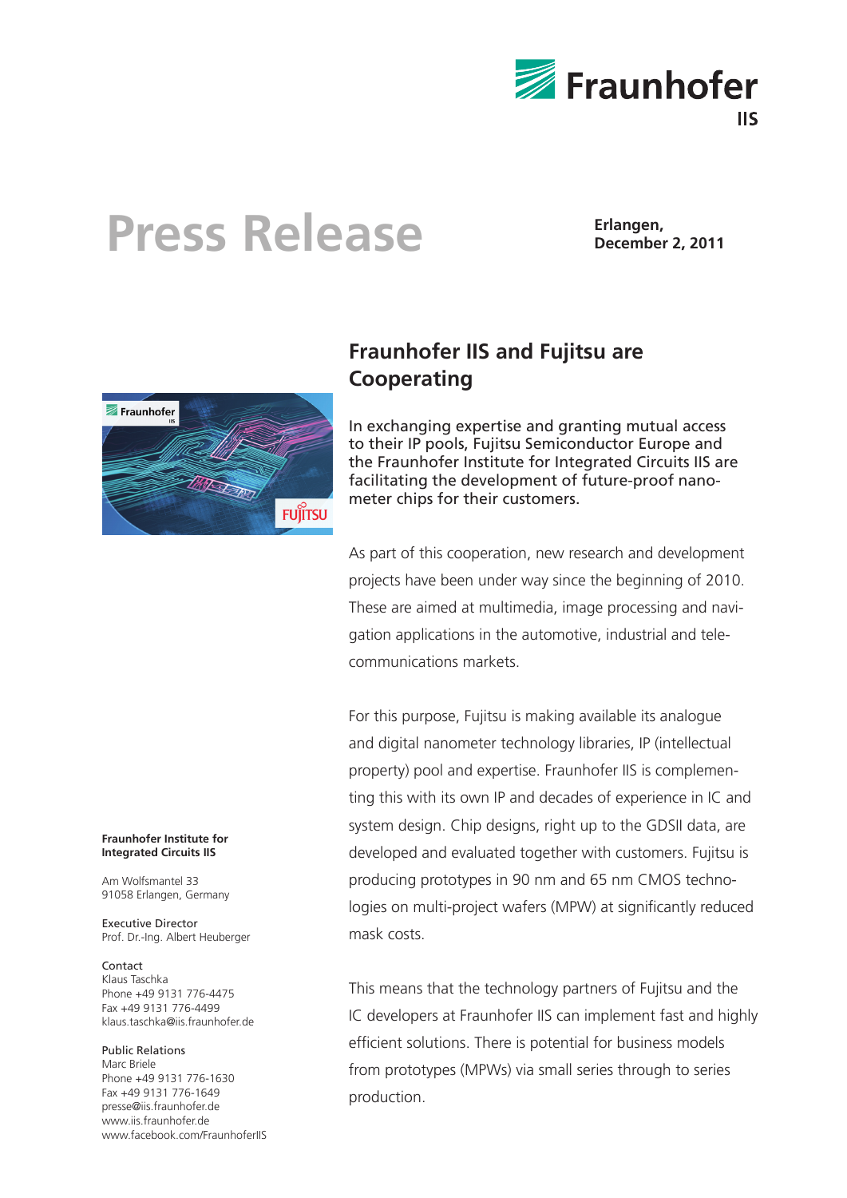# Press Release

**Erlangen, December 2, 2011**

## Fraunhofer IIS and Fujitsu are Cooperating

In exchanging expertise and granting mutual access to their IP pools, Fujitsu Semiconductor Europe and the Fraunhofer Institute for Integrated Circuits IIS are facilitating the development of future-proof nanometer chips for their customers.

As part of this cooperation, new research and development projects have been under way since the beginning of 2010. These are aimed at multimedia, image processing and navigation applications in the automotive, industrial and telecommunications markets.

For this purpose, Fujitsu is making available its analogue and digital nanometer technology libraries, IP (intellectual property) pool and expertise. Fraunhofer IIS is complementing this with its own IP and decades of experience in IC and system design. Chip designs, right up to the GDSII data, are developed and evaluated together with customers. Fujitsu is producing prototypes in 90 nm and 65 nm CMOS technologies on multi-project wafers (MPW) at significantly reduced mask costs.

This means that the technology partners of Fujitsu and the IC developers at Fraunhofer IIS can implement fast and highly efficient solutions. There is potential for business models from prototypes (MPWs) via small series through to series production.

**Fraunhofer Institute for Integrated Circuits IIS**

Am Wolfsmantel 33
91058 Erlangen, Germany

Executive Director
Prof. Dr.-Ing. Albert Heuberger

Contact
Klaus Taschka
Phone +49 9131 776-4475
Fax +49 9131 776-4499
klaus.taschka@iis.fraunhofer.de

Public Relations
Marc Briele
Phone +49 9131 776-1630
Fax +49 9131 776-1649
presse@iis.fraunhofer.de
www.iis.fraunhofer.de
www.facebook.com/FraunhoferIIS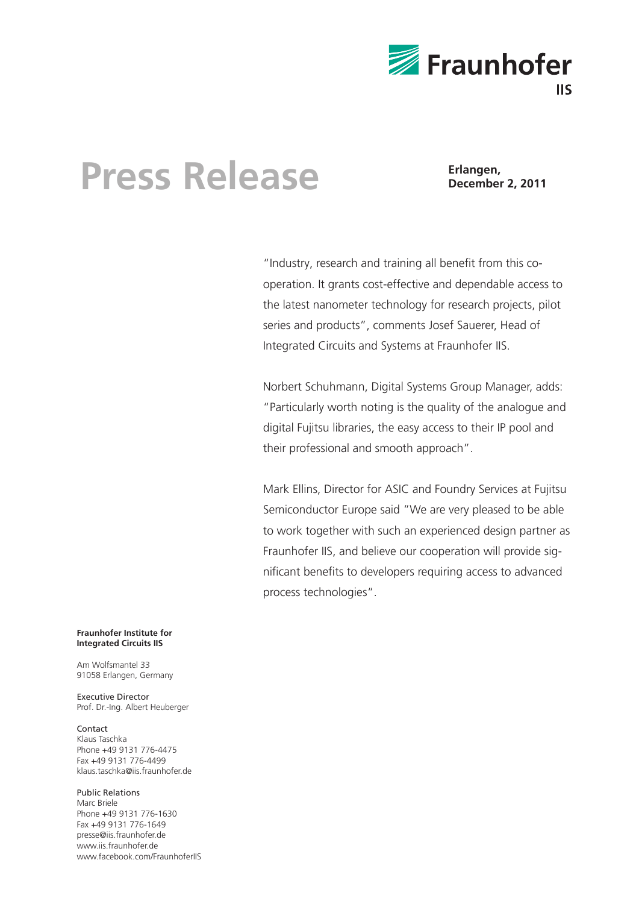# Press Release

**Erlangen, December 2, 2011**

"Industry, research and training all benefit from this cooperation. It grants cost-effective and dependable access to the latest nanometer technology for research projects, pilot series and products", comments Josef Sauerer, Head of Integrated Circuits and Systems at Fraunhofer IIS.

Norbert Schuhmann, Digital Systems Group Manager, adds: "Particularly worth noting is the quality of the analogue and digital Fujitsu libraries, the easy access to their IP pool and their professional and smooth approach".

Mark Ellins, Director for ASIC and Foundry Services at Fujitsu Semiconductor Europe said "We are very pleased to be able to work together with such an experienced design partner as Fraunhofer IIS, and believe our cooperation will provide significant benefits to developers requiring access to advanced process technologies".

**Fraunhofer Institute for Integrated Circuits IIS**

Am Wolfsmantel 33
91058 Erlangen, Germany

Executive Director
Prof. Dr.-Ing. Albert Heuberger

Contact
Klaus Taschka
Phone +49 9131 776-4475
Fax +49 9131 776-4499
klaus.taschka@iis.fraunhofer.de

Public Relations
Marc Briele
Phone +49 9131 776-1630
Fax +49 9131 776-1649
presse@iis.fraunhofer.de
www.iis.fraunhofer.de
www.facebook.com/FraunhoferIIS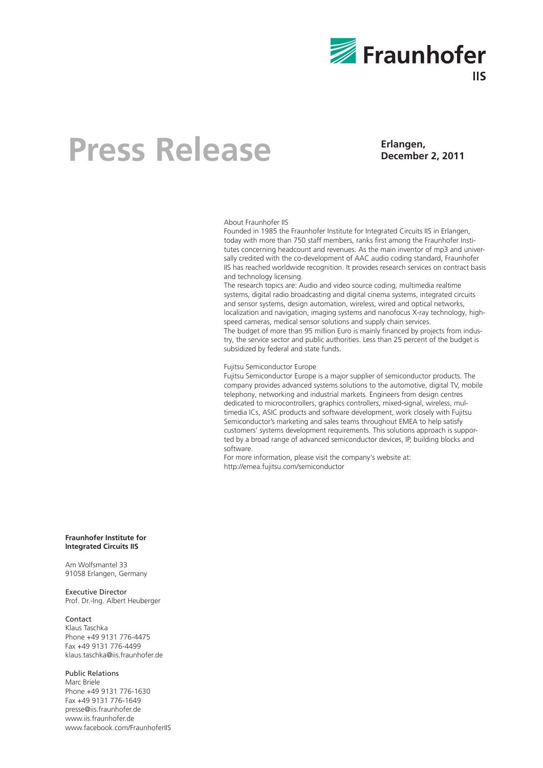# Press Release

**Erlangen, December 2, 2011**

About Fraunhofer IIS

Founded in 1985 the Fraunhofer Institute for Integrated Circuits IIS in Erlangen, today with more than 750 staff members, ranks first among the Fraunhofer Institutes concerning headcount and revenues. As the main inventor of mp3 and universally credited with the co-development of AAC audio coding standard, Fraunhofer IIS has reached worldwide recognition. It provides research services on contract basis and technology licensing.

The research topics are: Audio and video source coding, multimedia realtime systems, digital radio broadcasting and digital cinema systems, integrated circuits and sensor systems, design automation, wireless, wired and optical networks, localization and navigation, imaging systems and nanofocus X-ray technology, high-speed cameras, medical sensor solutions and supply chain services.

The budget of more than 95 million Euro is mainly financed by projects from industry, the service sector and public authorities. Less than 25 percent of the budget is subsidized by federal and state funds.

Fujitsu Semiconductor Europe

Fujitsu Semiconductor Europe is a major supplier of semiconductor products. The company provides advanced systems solutions to the automotive, digital TV, mobile telephony, networking and industrial markets. Engineers from design centres dedicated to microcontrollers, graphics controllers, mixed-signal, wireless, multimedia ICs, ASIC products and software development, work closely with Fujitsu Semiconductor's marketing and sales teams throughout EMEA to help satisfy customers' systems development requirements. This solutions approach is supported by a broad range of advanced semiconductor devices, IP, building blocks and software.

For more information, please visit the company's website at:
http://emea.fujitsu.com/semiconductor

**Fraunhofer Institute for Integrated Circuits IIS**

Am Wolfsmantel 33
91058 Erlangen, Germany

Executive Director
Prof. Dr.-Ing. Albert Heuberger

Contact
Klaus Taschka
Phone +49 9131 776-4475
Fax +49 9131 776-4499
klaus.taschka@iis.fraunhofer.de

Public Relations
Marc Briele
Phone +49 9131 776-1630
Fax +49 9131 776-1649
presse@iis.fraunhofer.de
www.iis.fraunhofer.de
www.facebook.com/FraunhoferIIS